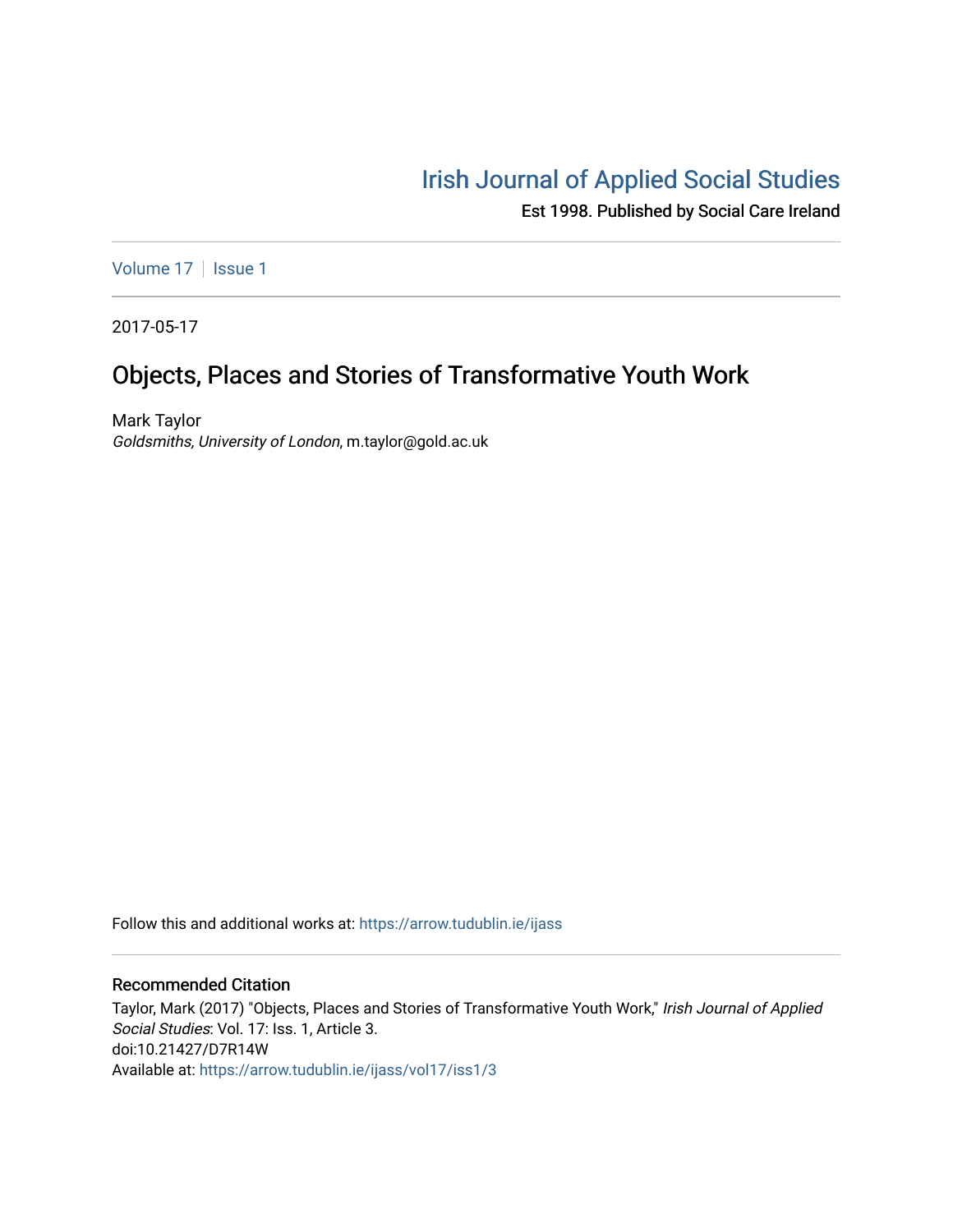# Irish Journal of Applied Social Studies

Est 1998. Published by Social Care Ireland

Volume 17 | Issue 1

2017-05-17

## Objects, Places and Stories of Transformative Youth Work

Mark Taylor

*Goldsmiths, University of London*, m.taylor@gold.ac.uk

Follow this and additional works at: https://arrow.tudublin.ie/ijass

### Recommended Citation

Taylor, Mark (2017) "Objects, Places and Stories of Transformative Youth Work," *Irish Journal of Applied Social Studies*: Vol. 17: Iss. 1, Article 3.

doi:10.21427/D7R14W

Available at: https://arrow.tudublin.ie/ijass/vol17/iss1/3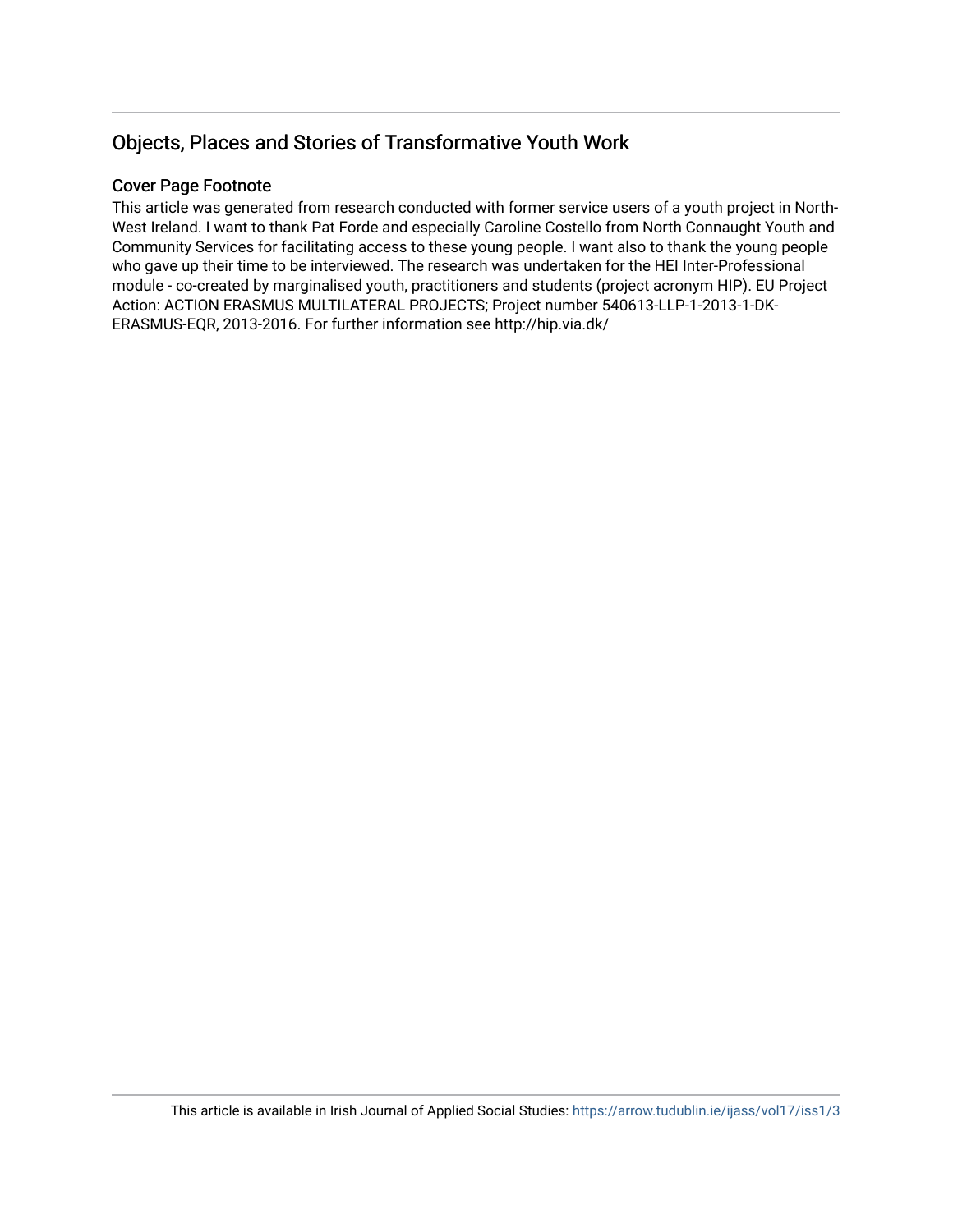## Objects, Places and Stories of Transformative Youth Work

### Cover Page Footnote

This article was generated from research conducted with former service users of a youth project in North-West Ireland. I want to thank Pat Forde and especially Caroline Costello from North Connaught Youth and Community Services for facilitating access to these young people. I want also to thank the young people who gave up their time to be interviewed. The research was undertaken for the HEI Inter-Professional module - co-created by marginalised youth, practitioners and students (project acronym HIP). EU Project Action: ACTION ERASMUS MULTILATERAL PROJECTS; Project number 540613-LLP-1-2013-1-DK-ERASMUS-EQR, 2013-2016. For further information see http://hip.via.dk/

This article is available in Irish Journal of Applied Social Studies: https://arrow.tudublin.ie/ijass/vol17/iss1/3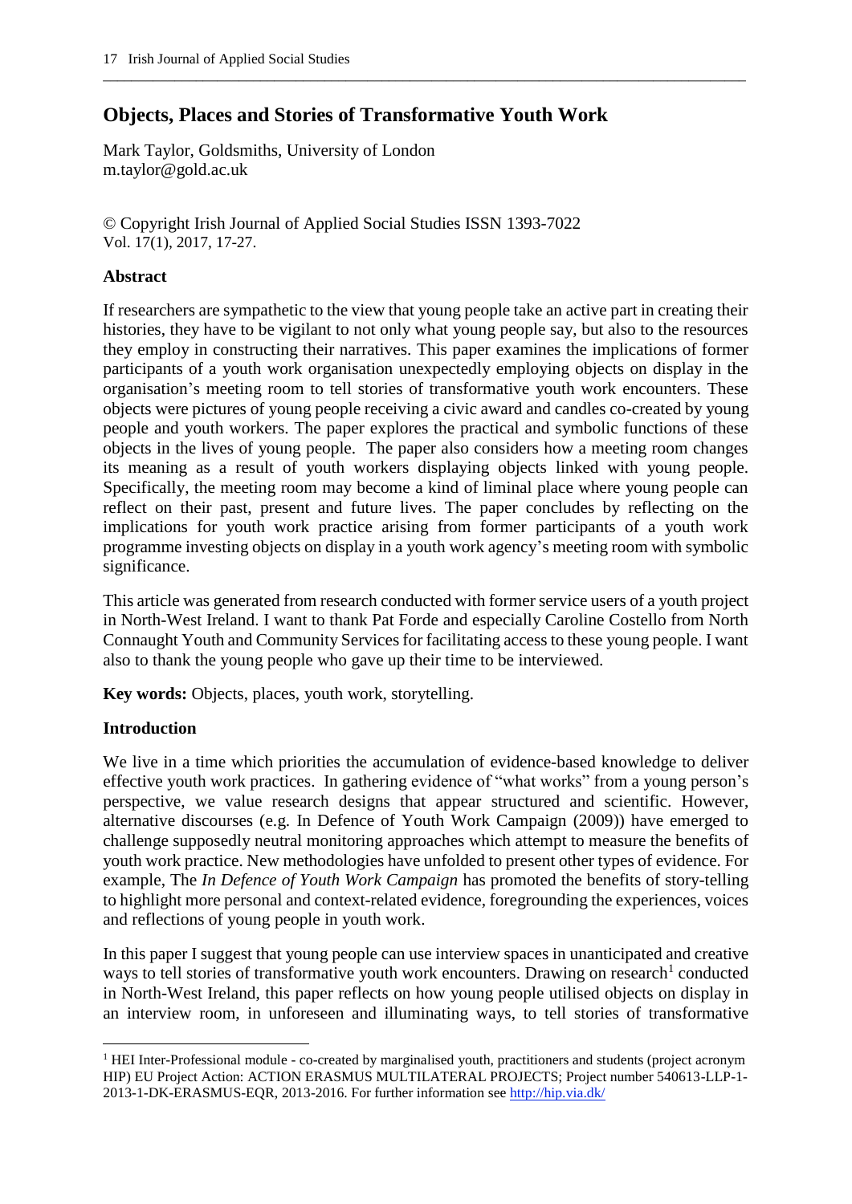## Objects, Places and Stories of Transformative Youth Work

Mark Taylor, Goldsmiths, University of London
m.taylor@gold.ac.uk

© Copyright Irish Journal of Applied Social Studies ISSN 1393-7022
Vol. 17(1), 2017, 17-27.

### Abstract

If researchers are sympathetic to the view that young people take an active part in creating their histories, they have to be vigilant to not only what young people say, but also to the resources they employ in constructing their narratives. This paper examines the implications of former participants of a youth work organisation unexpectedly employing objects on display in the organisation's meeting room to tell stories of transformative youth work encounters. These objects were pictures of young people receiving a civic award and candles co-created by young people and youth workers. The paper explores the practical and symbolic functions of these objects in the lives of young people. The paper also considers how a meeting room changes its meaning as a result of youth workers displaying objects linked with young people. Specifically, the meeting room may become a kind of liminal place where young people can reflect on their past, present and future lives. The paper concludes by reflecting on the implications for youth work practice arising from former participants of a youth work programme investing objects on display in a youth work agency's meeting room with symbolic significance.

This article was generated from research conducted with former service users of a youth project in North-West Ireland. I want to thank Pat Forde and especially Caroline Costello from North Connaught Youth and Community Services for facilitating access to these young people. I want also to thank the young people who gave up their time to be interviewed.

**Key words:** Objects, places, youth work, storytelling.

### Introduction

We live in a time which priorities the accumulation of evidence-based knowledge to deliver effective youth work practices. In gathering evidence of "what works" from a young person's perspective, we value research designs that appear structured and scientific. However, alternative discourses (e.g. In Defence of Youth Work Campaign (2009)) have emerged to challenge supposedly neutral monitoring approaches which attempt to measure the benefits of youth work practice. New methodologies have unfolded to present other types of evidence. For example, The *In Defence of Youth Work Campaign* has promoted the benefits of story-telling to highlight more personal and context-related evidence, foregrounding the experiences, voices and reflections of young people in youth work.

In this paper I suggest that young people can use interview spaces in unanticipated and creative ways to tell stories of transformative youth work encounters. Drawing on research[1] conducted in North-West Ireland, this paper reflects on how young people utilised objects on display in an interview room, in unforeseen and illuminating ways, to tell stories of transformative

[1] HEI Inter-Professional module - co-created by marginalised youth, practitioners and students (project acronym HIP) EU Project Action: ACTION ERASMUS MULTILATERAL PROJECTS; Project number 540613-LLP-1-2013-1-DK-ERASMUS-EQR, 2013-2016. For further information see http://hip.via.dk/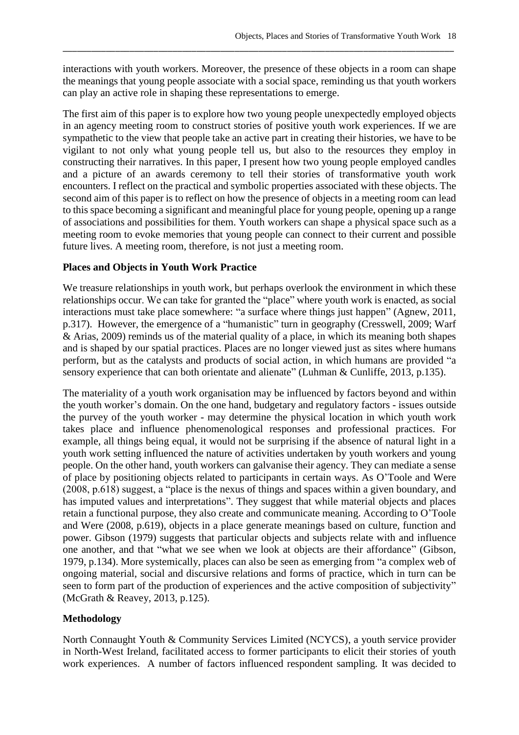interactions with youth workers. Moreover, the presence of these objects in a room can shape the meanings that young people associate with a social space, reminding us that youth workers can play an active role in shaping these representations to emerge.

The first aim of this paper is to explore how two young people unexpectedly employed objects in an agency meeting room to construct stories of positive youth work experiences. If we are sympathetic to the view that people take an active part in creating their histories, we have to be vigilant to not only what young people tell us, but also to the resources they employ in constructing their narratives. In this paper, I present how two young people employed candles and a picture of an awards ceremony to tell their stories of transformative youth work encounters. I reflect on the practical and symbolic properties associated with these objects. The second aim of this paper is to reflect on how the presence of objects in a meeting room can lead to this space becoming a significant and meaningful place for young people, opening up a range of associations and possibilities for them. Youth workers can shape a physical space such as a meeting room to evoke memories that young people can connect to their current and possible future lives. A meeting room, therefore, is not just a meeting room.

**Places and Objects in Youth Work Practice**

We treasure relationships in youth work, but perhaps overlook the environment in which these relationships occur. We can take for granted the "place" where youth work is enacted, as social interactions must take place somewhere: "a surface where things just happen" (Agnew, 2011, p.317). However, the emergence of a "humanistic" turn in geography (Cresswell, 2009; Warf & Arias, 2009) reminds us of the material quality of a place, in which its meaning both shapes and is shaped by our spatial practices. Places are no longer viewed just as sites where humans perform, but as the catalysts and products of social action, in which humans are provided "a sensory experience that can both orientate and alienate" (Luhman & Cunliffe, 2013, p.135).

The materiality of a youth work organisation may be influenced by factors beyond and within the youth worker's domain. On the one hand, budgetary and regulatory factors - issues outside the purvey of the youth worker - may determine the physical location in which youth work takes place and influence phenomenological responses and professional practices. For example, all things being equal, it would not be surprising if the absence of natural light in a youth work setting influenced the nature of activities undertaken by youth workers and young people. On the other hand, youth workers can galvanise their agency. They can mediate a sense of place by positioning objects related to participants in certain ways. As O'Toole and Were (2008, p.618) suggest, a "place is the nexus of things and spaces within a given boundary, and has imputed values and interpretations". They suggest that while material objects and places retain a functional purpose, they also create and communicate meaning. According to O'Toole and Were (2008, p.619), objects in a place generate meanings based on culture, function and power. Gibson (1979) suggests that particular objects and subjects relate with and influence one another, and that "what we see when we look at objects are their affordance" (Gibson, 1979, p.134). More systemically, places can also be seen as emerging from "a complex web of ongoing material, social and discursive relations and forms of practice, which in turn can be seen to form part of the production of experiences and the active composition of subjectivity" (McGrath & Reavey, 2013, p.125).

**Methodology**

North Connaught Youth & Community Services Limited (NCYCS), a youth service provider in North-West Ireland, facilitated access to former participants to elicit their stories of youth work experiences. A number of factors influenced respondent sampling. It was decided to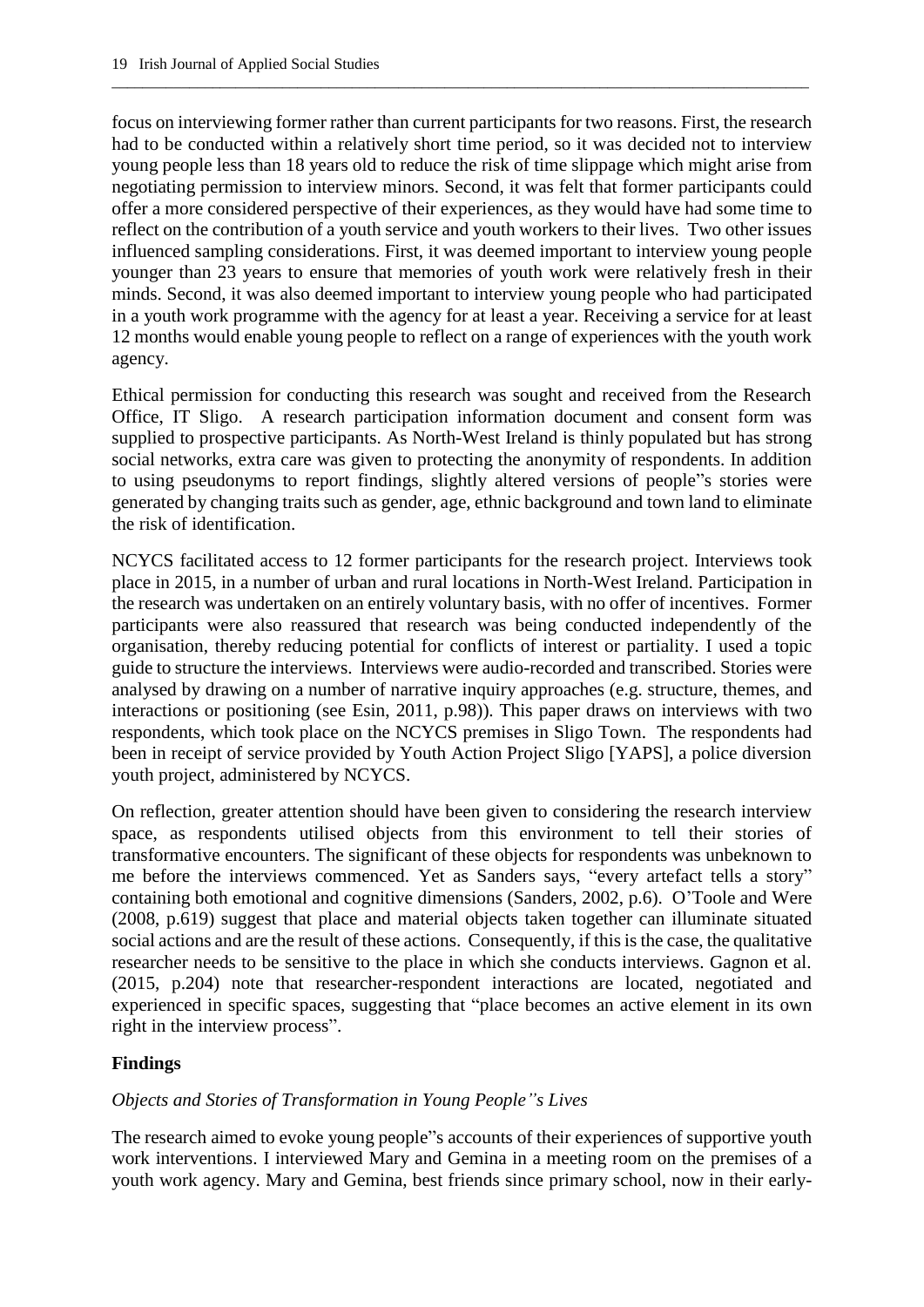focus on interviewing former rather than current participants for two reasons. First, the research had to be conducted within a relatively short time period, so it was decided not to interview young people less than 18 years old to reduce the risk of time slippage which might arise from negotiating permission to interview minors. Second, it was felt that former participants could offer a more considered perspective of their experiences, as they would have had some time to reflect on the contribution of a youth service and youth workers to their lives. Two other issues influenced sampling considerations. First, it was deemed important to interview young people younger than 23 years to ensure that memories of youth work were relatively fresh in their minds. Second, it was also deemed important to interview young people who had participated in a youth work programme with the agency for at least a year. Receiving a service for at least 12 months would enable young people to reflect on a range of experiences with the youth work agency.

Ethical permission for conducting this research was sought and received from the Research Office, IT Sligo. A research participation information document and consent form was supplied to prospective participants. As North-West Ireland is thinly populated but has strong social networks, extra care was given to protecting the anonymity of respondents. In addition to using pseudonyms to report findings, slightly altered versions of people"s stories were generated by changing traits such as gender, age, ethnic background and town land to eliminate the risk of identification.

NCYCS facilitated access to 12 former participants for the research project. Interviews took place in 2015, in a number of urban and rural locations in North-West Ireland. Participation in the research was undertaken on an entirely voluntary basis, with no offer of incentives. Former participants were also reassured that research was being conducted independently of the organisation, thereby reducing potential for conflicts of interest or partiality. I used a topic guide to structure the interviews. Interviews were audio-recorded and transcribed. Stories were analysed by drawing on a number of narrative inquiry approaches (e.g. structure, themes, and interactions or positioning (see Esin, 2011, p.98)). This paper draws on interviews with two respondents, which took place on the NCYCS premises in Sligo Town. The respondents had been in receipt of service provided by Youth Action Project Sligo [YAPS], a police diversion youth project, administered by NCYCS.

On reflection, greater attention should have been given to considering the research interview space, as respondents utilised objects from this environment to tell their stories of transformative encounters. The significant of these objects for respondents was unbeknown to me before the interviews commenced. Yet as Sanders says, "every artefact tells a story" containing both emotional and cognitive dimensions (Sanders, 2002, p.6). O'Toole and Were (2008, p.619) suggest that place and material objects taken together can illuminate situated social actions and are the result of these actions. Consequently, if this is the case, the qualitative researcher needs to be sensitive to the place in which she conducts interviews. Gagnon et al. (2015, p.204) note that researcher-respondent interactions are located, negotiated and experienced in specific spaces, suggesting that "place becomes an active element in its own right in the interview process".

## Findings

### *Objects and Stories of Transformation in Young People"s Lives*

The research aimed to evoke young people"s accounts of their experiences of supportive youth work interventions. I interviewed Mary and Gemina in a meeting room on the premises of a youth work agency. Mary and Gemina, best friends since primary school, now in their early-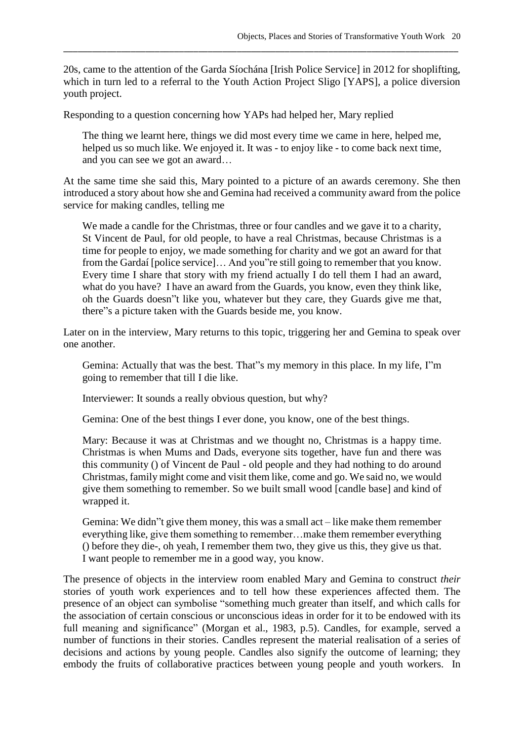20s, came to the attention of the Garda Síochána [Irish Police Service] in 2012 for shoplifting, which in turn led to a referral to the Youth Action Project Sligo [YAPS], a police diversion youth project.

Responding to a question concerning how YAPs had helped her, Mary replied

> The thing we learnt here, things we did most every time we came in here, helped me, helped us so much like. We enjoyed it. It was - to enjoy like - to come back next time, and you can see we got an award…

At the same time she said this, Mary pointed to a picture of an awards ceremony. She then introduced a story about how she and Gemina had received a community award from the police service for making candles, telling me

> We made a candle for the Christmas, three or four candles and we gave it to a charity, St Vincent de Paul, for old people, to have a real Christmas, because Christmas is a time for people to enjoy, we made something for charity and we got an award for that from the Gardaí [police service]… And you"re still going to remember that you know. Every time I share that story with my friend actually I do tell them I had an award, what do you have? I have an award from the Guards, you know, even they think like, oh the Guards doesn"t like you, whatever but they care, they Guards give me that, there"s a picture taken with the Guards beside me, you know.

Later on in the interview, Mary returns to this topic, triggering her and Gemina to speak over one another.

> Gemina: Actually that was the best. That"s my memory in this place. In my life, I"m going to remember that till I die like.
>
> Interviewer: It sounds a really obvious question, but why?
>
> Gemina: One of the best things I ever done, you know, one of the best things.
>
> Mary: Because it was at Christmas and we thought no, Christmas is a happy time. Christmas is when Mums and Dads, everyone sits together, have fun and there was this community () of Vincent de Paul - old people and they had nothing to do around Christmas, family might come and visit them like, come and go. We said no, we would give them something to remember. So we built small wood [candle base] and kind of wrapped it.
>
> Gemina: We didn"t give them money, this was a small act – like make them remember everything like, give them something to remember…make them remember everything () before they die-, oh yeah, I remember them two, they give us this, they give us that. I want people to remember me in a good way, you know.

The presence of objects in the interview room enabled Mary and Gemina to construct *their* stories of youth work experiences and to tell how these experiences affected them. The presence of an object can symbolise "something much greater than itself, and which calls for the association of certain conscious or unconscious ideas in order for it to be endowed with its full meaning and significance" (Morgan et al., 1983, p.5). Candles, for example, served a number of functions in their stories. Candles represent the material realisation of a series of decisions and actions by young people. Candles also signify the outcome of learning; they embody the fruits of collaborative practices between young people and youth workers. In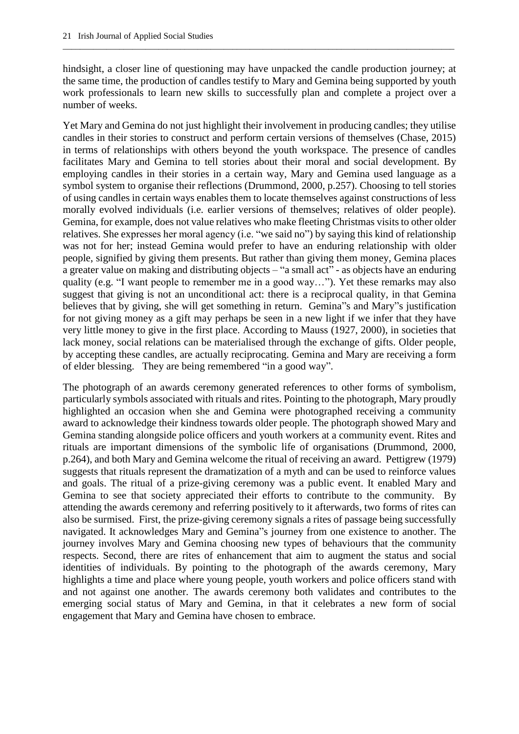hindsight, a closer line of questioning may have unpacked the candle production journey; at the same time, the production of candles testify to Mary and Gemina being supported by youth work professionals to learn new skills to successfully plan and complete a project over a number of weeks.

Yet Mary and Gemina do not just highlight their involvement in producing candles; they utilise candles in their stories to construct and perform certain versions of themselves (Chase, 2015) in terms of relationships with others beyond the youth workspace. The presence of candles facilitates Mary and Gemina to tell stories about their moral and social development. By employing candles in their stories in a certain way, Mary and Gemina used language as a symbol system to organise their reflections (Drummond, 2000, p.257). Choosing to tell stories of using candles in certain ways enables them to locate themselves against constructions of less morally evolved individuals (i.e. earlier versions of themselves; relatives of older people). Gemina, for example, does not value relatives who make fleeting Christmas visits to other older relatives. She expresses her moral agency (i.e. "we said no") by saying this kind of relationship was not for her; instead Gemina would prefer to have an enduring relationship with older people, signified by giving them presents. But rather than giving them money, Gemina places a greater value on making and distributing objects – "a small act" - as objects have an enduring quality (e.g. "I want people to remember me in a good way…"). Yet these remarks may also suggest that giving is not an unconditional act: there is a reciprocal quality, in that Gemina believes that by giving, she will get something in return. Gemina"s and Mary"s justification for not giving money as a gift may perhaps be seen in a new light if we infer that they have very little money to give in the first place. According to Mauss (1927, 2000), in societies that lack money, social relations can be materialised through the exchange of gifts. Older people, by accepting these candles, are actually reciprocating. Gemina and Mary are receiving a form of elder blessing. They are being remembered "in a good way".

The photograph of an awards ceremony generated references to other forms of symbolism, particularly symbols associated with rituals and rites. Pointing to the photograph, Mary proudly highlighted an occasion when she and Gemina were photographed receiving a community award to acknowledge their kindness towards older people. The photograph showed Mary and Gemina standing alongside police officers and youth workers at a community event. Rites and rituals are important dimensions of the symbolic life of organisations (Drummond, 2000, p.264), and both Mary and Gemina welcome the ritual of receiving an award. Pettigrew (1979) suggests that rituals represent the dramatization of a myth and can be used to reinforce values and goals. The ritual of a prize-giving ceremony was a public event. It enabled Mary and Gemina to see that society appreciated their efforts to contribute to the community. By attending the awards ceremony and referring positively to it afterwards, two forms of rites can also be surmised. First, the prize-giving ceremony signals a rites of passage being successfully navigated. It acknowledges Mary and Gemina"s journey from one existence to another. The journey involves Mary and Gemina choosing new types of behaviours that the community respects. Second, there are rites of enhancement that aim to augment the status and social identities of individuals. By pointing to the photograph of the awards ceremony, Mary highlights a time and place where young people, youth workers and police officers stand with and not against one another. The awards ceremony both validates and contributes to the emerging social status of Mary and Gemina, in that it celebrates a new form of social engagement that Mary and Gemina have chosen to embrace.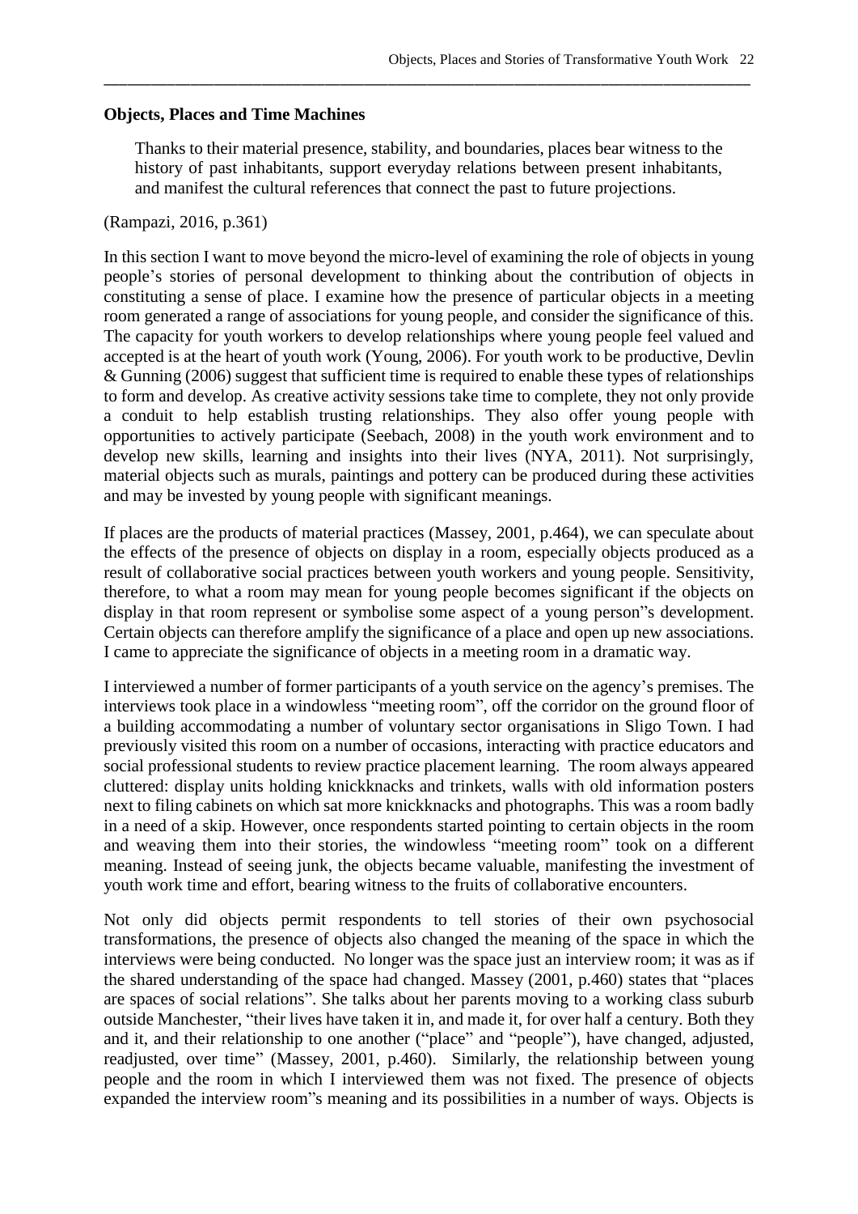**Objects, Places and Time Machines**

> Thanks to their material presence, stability, and boundaries, places bear witness to the history of past inhabitants, support everyday relations between present inhabitants, and manifest the cultural references that connect the past to future projections.

(Rampazi, 2016, p.361)

In this section I want to move beyond the micro-level of examining the role of objects in young people's stories of personal development to thinking about the contribution of objects in constituting a sense of place. I examine how the presence of particular objects in a meeting room generated a range of associations for young people, and consider the significance of this. The capacity for youth workers to develop relationships where young people feel valued and accepted is at the heart of youth work (Young, 2006). For youth work to be productive, Devlin & Gunning (2006) suggest that sufficient time is required to enable these types of relationships to form and develop. As creative activity sessions take time to complete, they not only provide a conduit to help establish trusting relationships. They also offer young people with opportunities to actively participate (Seebach, 2008) in the youth work environment and to develop new skills, learning and insights into their lives (NYA, 2011). Not surprisingly, material objects such as murals, paintings and pottery can be produced during these activities and may be invested by young people with significant meanings.

If places are the products of material practices (Massey, 2001, p.464), we can speculate about the effects of the presence of objects on display in a room, especially objects produced as a result of collaborative social practices between youth workers and young people. Sensitivity, therefore, to what a room may mean for young people becomes significant if the objects on display in that room represent or symbolise some aspect of a young person"s development. Certain objects can therefore amplify the significance of a place and open up new associations. I came to appreciate the significance of objects in a meeting room in a dramatic way.

I interviewed a number of former participants of a youth service on the agency's premises. The interviews took place in a windowless "meeting room", off the corridor on the ground floor of a building accommodating a number of voluntary sector organisations in Sligo Town. I had previously visited this room on a number of occasions, interacting with practice educators and social professional students to review practice placement learning. The room always appeared cluttered: display units holding knickknacks and trinkets, walls with old information posters next to filing cabinets on which sat more knickknacks and photographs. This was a room badly in a need of a skip. However, once respondents started pointing to certain objects in the room and weaving them into their stories, the windowless "meeting room" took on a different meaning. Instead of seeing junk, the objects became valuable, manifesting the investment of youth work time and effort, bearing witness to the fruits of collaborative encounters.

Not only did objects permit respondents to tell stories of their own psychosocial transformations, the presence of objects also changed the meaning of the space in which the interviews were being conducted. No longer was the space just an interview room; it was as if the shared understanding of the space had changed. Massey (2001, p.460) states that "places are spaces of social relations". She talks about her parents moving to a working class suburb outside Manchester, "their lives have taken it in, and made it, for over half a century. Both they and it, and their relationship to one another ("place" and "people"), have changed, adjusted, readjusted, over time" (Massey, 2001, p.460). Similarly, the relationship between young people and the room in which I interviewed them was not fixed. The presence of objects expanded the interview room"s meaning and its possibilities in a number of ways. Objects is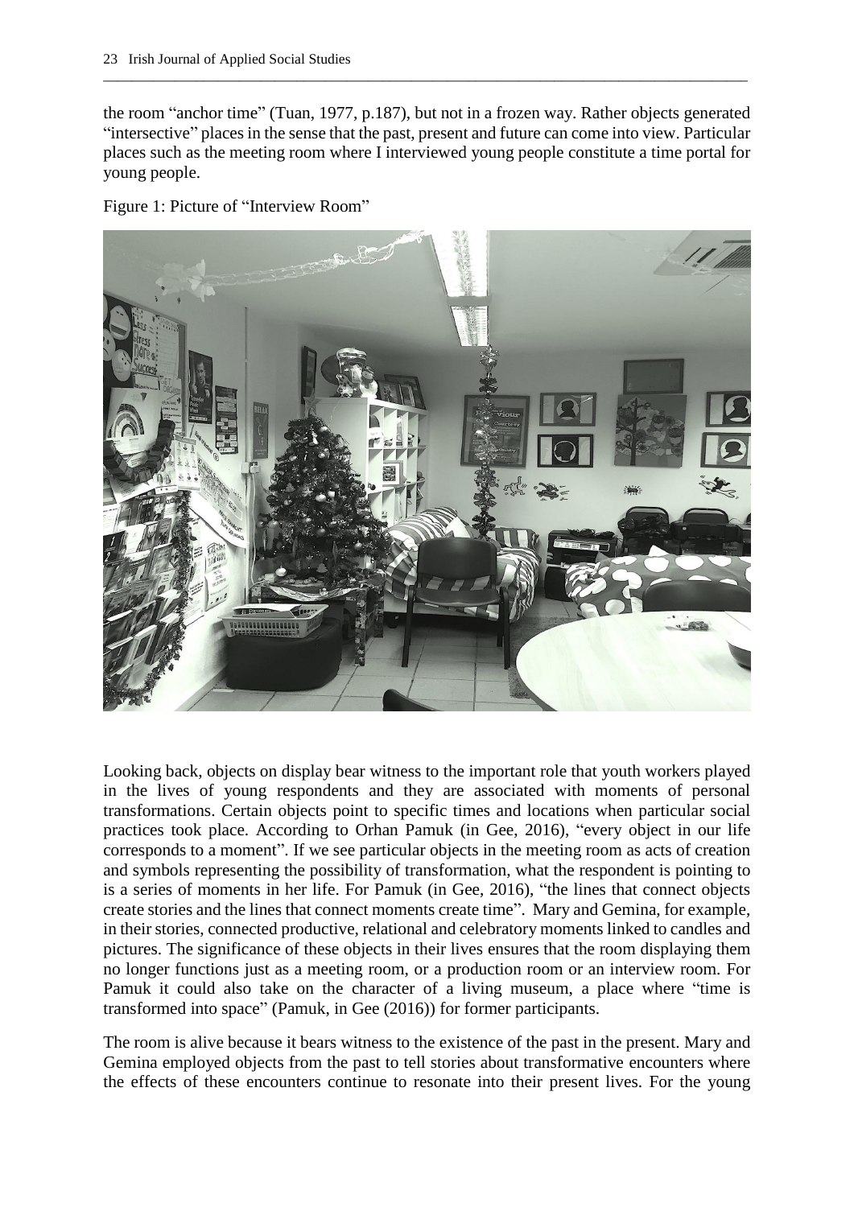the room "anchor time" (Tuan, 1977, p.187), but not in a frozen way. Rather objects generated "intersective" places in the sense that the past, present and future can come into view. Particular places such as the meeting room where I interviewed young people constitute a time portal for young people.

Figure 1: Picture of "Interview Room"

Looking back, objects on display bear witness to the important role that youth workers played in the lives of young respondents and they are associated with moments of personal transformations. Certain objects point to specific times and locations when particular social practices took place. According to Orhan Pamuk (in Gee, 2016), "every object in our life corresponds to a moment". If we see particular objects in the meeting room as acts of creation and symbols representing the possibility of transformation, what the respondent is pointing to is a series of moments in her life. For Pamuk (in Gee, 2016), "the lines that connect objects create stories and the lines that connect moments create time". Mary and Gemina, for example, in their stories, connected productive, relational and celebratory moments linked to candles and pictures. The significance of these objects in their lives ensures that the room displaying them no longer functions just as a meeting room, or a production room or an interview room. For Pamuk it could also take on the character of a living museum, a place where "time is transformed into space" (Pamuk, in Gee (2016)) for former participants.

The room is alive because it bears witness to the existence of the past in the present. Mary and Gemina employed objects from the past to tell stories about transformative encounters where the effects of these encounters continue to resonate into their present lives. For the young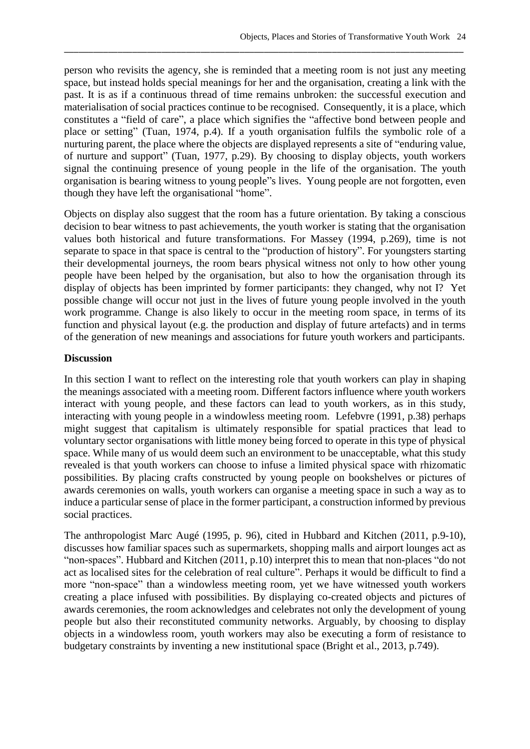person who revisits the agency, she is reminded that a meeting room is not just any meeting space, but instead holds special meanings for her and the organisation, creating a link with the past. It is as if a continuous thread of time remains unbroken: the successful execution and materialisation of social practices continue to be recognised. Consequently, it is a place, which constitutes a "field of care", a place which signifies the "affective bond between people and place or setting" (Tuan, 1974, p.4). If a youth organisation fulfils the symbolic role of a nurturing parent, the place where the objects are displayed represents a site of "enduring value, of nurture and support" (Tuan, 1977, p.29). By choosing to display objects, youth workers signal the continuing presence of young people in the life of the organisation. The youth organisation is bearing witness to young people"s lives. Young people are not forgotten, even though they have left the organisational "home".

Objects on display also suggest that the room has a future orientation. By taking a conscious decision to bear witness to past achievements, the youth worker is stating that the organisation values both historical and future transformations. For Massey (1994, p.269), time is not separate to space in that space is central to the "production of history". For youngsters starting their developmental journeys, the room bears physical witness not only to how other young people have been helped by the organisation, but also to how the organisation through its display of objects has been imprinted by former participants: they changed, why not I? Yet possible change will occur not just in the lives of future young people involved in the youth work programme. Change is also likely to occur in the meeting room space, in terms of its function and physical layout (e.g. the production and display of future artefacts) and in terms of the generation of new meanings and associations for future youth workers and participants.

**Discussion**

In this section I want to reflect on the interesting role that youth workers can play in shaping the meanings associated with a meeting room. Different factors influence where youth workers interact with young people, and these factors can lead to youth workers, as in this study, interacting with young people in a windowless meeting room. Lefebvre (1991, p.38) perhaps might suggest that capitalism is ultimately responsible for spatial practices that lead to voluntary sector organisations with little money being forced to operate in this type of physical space. While many of us would deem such an environment to be unacceptable, what this study revealed is that youth workers can choose to infuse a limited physical space with rhizomatic possibilities. By placing crafts constructed by young people on bookshelves or pictures of awards ceremonies on walls, youth workers can organise a meeting space in such a way as to induce a particular sense of place in the former participant, a construction informed by previous social practices.

The anthropologist Marc Augé (1995, p. 96), cited in Hubbard and Kitchen (2011, p.9-10), discusses how familiar spaces such as supermarkets, shopping malls and airport lounges act as "non-spaces". Hubbard and Kitchen (2011, p.10) interpret this to mean that non-places "do not act as localised sites for the celebration of real culture". Perhaps it would be difficult to find a more "non-space" than a windowless meeting room, yet we have witnessed youth workers creating a place infused with possibilities. By displaying co-created objects and pictures of awards ceremonies, the room acknowledges and celebrates not only the development of young people but also their reconstituted community networks. Arguably, by choosing to display objects in a windowless room, youth workers may also be executing a form of resistance to budgetary constraints by inventing a new institutional space (Bright et al., 2013, p.749).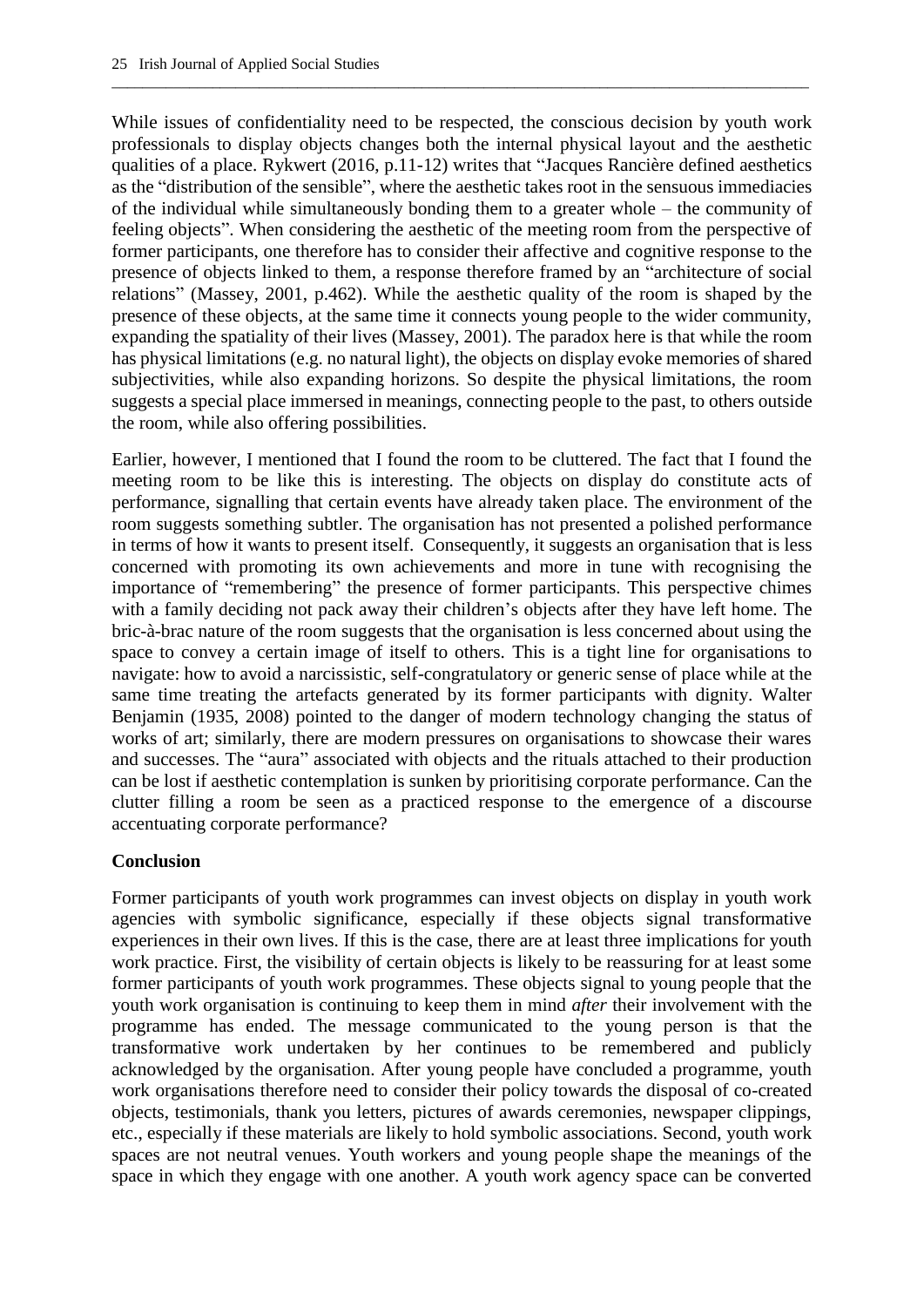While issues of confidentiality need to be respected, the conscious decision by youth work professionals to display objects changes both the internal physical layout and the aesthetic qualities of a place. Rykwert (2016, p.11-12) writes that "Jacques Rancière defined aesthetics as the "distribution of the sensible", where the aesthetic takes root in the sensuous immediacies of the individual while simultaneously bonding them to a greater whole – the community of feeling objects". When considering the aesthetic of the meeting room from the perspective of former participants, one therefore has to consider their affective and cognitive response to the presence of objects linked to them, a response therefore framed by an "architecture of social relations" (Massey, 2001, p.462). While the aesthetic quality of the room is shaped by the presence of these objects, at the same time it connects young people to the wider community, expanding the spatiality of their lives (Massey, 2001). The paradox here is that while the room has physical limitations (e.g. no natural light), the objects on display evoke memories of shared subjectivities, while also expanding horizons. So despite the physical limitations, the room suggests a special place immersed in meanings, connecting people to the past, to others outside the room, while also offering possibilities.

Earlier, however, I mentioned that I found the room to be cluttered. The fact that I found the meeting room to be like this is interesting. The objects on display do constitute acts of performance, signalling that certain events have already taken place. The environment of the room suggests something subtler. The organisation has not presented a polished performance in terms of how it wants to present itself. Consequently, it suggests an organisation that is less concerned with promoting its own achievements and more in tune with recognising the importance of "remembering" the presence of former participants. This perspective chimes with a family deciding not pack away their children's objects after they have left home. The bric-à-brac nature of the room suggests that the organisation is less concerned about using the space to convey a certain image of itself to others. This is a tight line for organisations to navigate: how to avoid a narcissistic, self-congratulatory or generic sense of place while at the same time treating the artefacts generated by its former participants with dignity. Walter Benjamin (1935, 2008) pointed to the danger of modern technology changing the status of works of art; similarly, there are modern pressures on organisations to showcase their wares and successes. The "aura" associated with objects and the rituals attached to their production can be lost if aesthetic contemplation is sunken by prioritising corporate performance. Can the clutter filling a room be seen as a practiced response to the emergence of a discourse accentuating corporate performance?

## Conclusion

Former participants of youth work programmes can invest objects on display in youth work agencies with symbolic significance, especially if these objects signal transformative experiences in their own lives. If this is the case, there are at least three implications for youth work practice. First, the visibility of certain objects is likely to be reassuring for at least some former participants of youth work programmes. These objects signal to young people that the youth work organisation is continuing to keep them in mind *after* their involvement with the programme has ended. The message communicated to the young person is that the transformative work undertaken by her continues to be remembered and publicly acknowledged by the organisation. After young people have concluded a programme, youth work organisations therefore need to consider their policy towards the disposal of co-created objects, testimonials, thank you letters, pictures of awards ceremonies, newspaper clippings, etc., especially if these materials are likely to hold symbolic associations. Second, youth work spaces are not neutral venues. Youth workers and young people shape the meanings of the space in which they engage with one another. A youth work agency space can be converted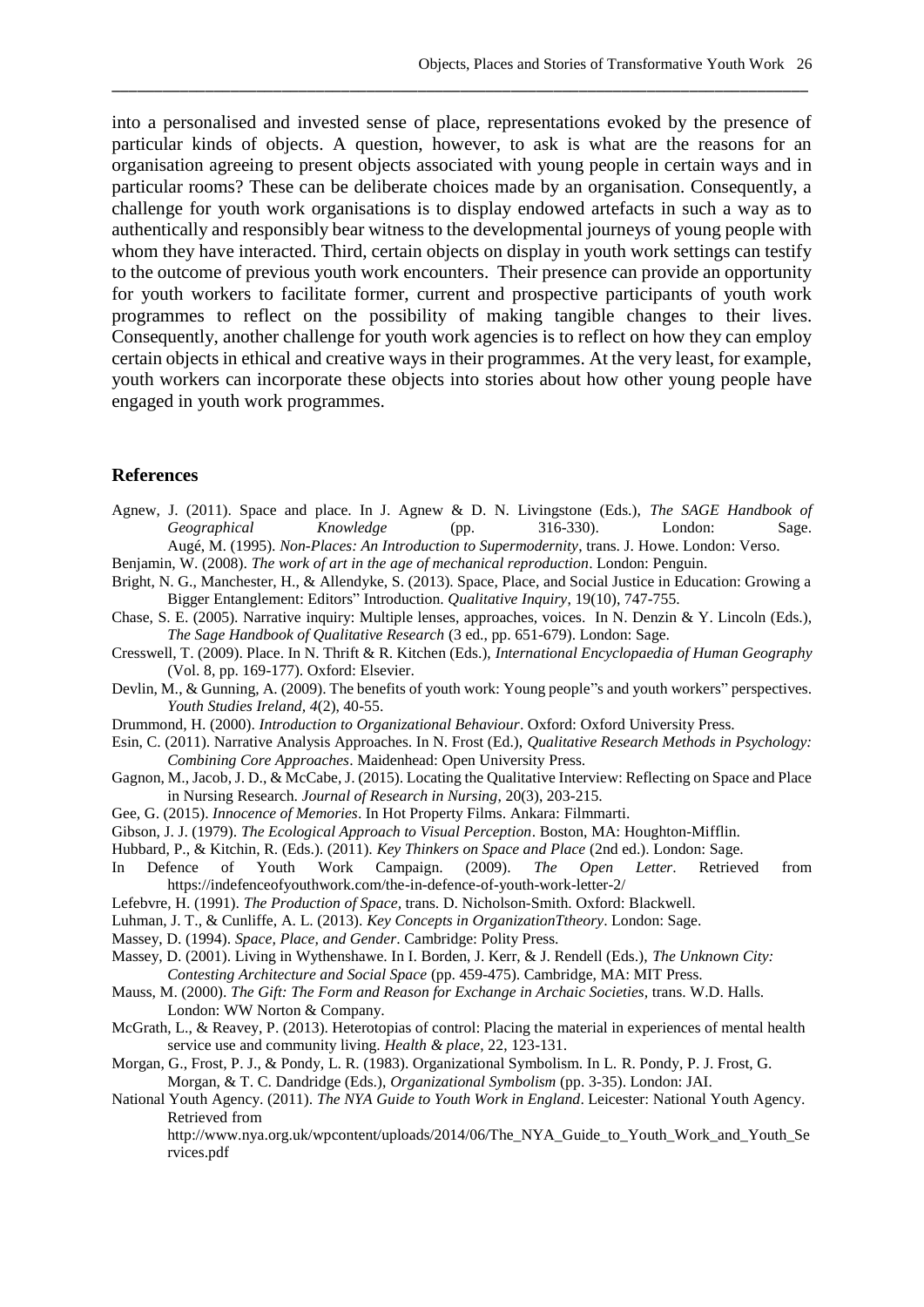into a personalised and invested sense of place, representations evoked by the presence of particular kinds of objects. A question, however, to ask is what are the reasons for an organisation agreeing to present objects associated with young people in certain ways and in particular rooms? These can be deliberate choices made by an organisation. Consequently, a challenge for youth work organisations is to display endowed artefacts in such a way as to authentically and responsibly bear witness to the developmental journeys of young people with whom they have interacted. Third, certain objects on display in youth work settings can testify to the outcome of previous youth work encounters. Their presence can provide an opportunity for youth workers to facilitate former, current and prospective participants of youth work programmes to reflect on the possibility of making tangible changes to their lives. Consequently, another challenge for youth work agencies is to reflect on how they can employ certain objects in ethical and creative ways in their programmes. At the very least, for example, youth workers can incorporate these objects into stories about how other young people have engaged in youth work programmes.

## References

Agnew, J. (2011). Space and place. In J. Agnew & D. N. Livingstone (Eds.), *The SAGE Handbook of Geographical Knowledge* (pp. 316-330). London: Sage.

Augé, M. (1995). *Non-Places: An Introduction to Supermodernity*, trans. J. Howe. London: Verso.

Benjamin, W. (2008). *The work of art in the age of mechanical reproduction*. London: Penguin.

Bright, N. G., Manchester, H., & Allendyke, S. (2013). Space, Place, and Social Justice in Education: Growing a Bigger Entanglement: Editors" Introduction. *Qualitative Inquiry*, 19(10), 747-755.

Chase, S. E. (2005). Narrative inquiry: Multiple lenses, approaches, voices. In N. Denzin & Y. Lincoln (Eds.), *The Sage Handbook of Qualitative Research* (3 ed., pp. 651-679). London: Sage.

Cresswell, T. (2009). Place. In N. Thrift & R. Kitchen (Eds.), *International Encyclopaedia of Human Geography* (Vol. 8, pp. 169-177). Oxford: Elsevier.

Devlin, M., & Gunning, A. (2009). The benefits of youth work: Young people"s and youth workers" perspectives. *Youth Studies Ireland, 4*(2), 40-55.

Drummond, H. (2000). *Introduction to Organizational Behaviour*. Oxford: Oxford University Press.

Esin, C. (2011). Narrative Analysis Approaches. In N. Frost (Ed.), *Qualitative Research Methods in Psychology: Combining Core Approaches*. Maidenhead: Open University Press.

Gagnon, M., Jacob, J. D., & McCabe, J. (2015). Locating the Qualitative Interview: Reflecting on Space and Place in Nursing Research. *Journal of Research in Nursing*, 20(3), 203-215.

Gee, G. (2015). *Innocence of Memories*. In Hot Property Films. Ankara: Filmmarti.

Gibson, J. J. (1979). *The Ecological Approach to Visual Perception*. Boston, MA: Houghton-Mifflin.

Hubbard, P., & Kitchin, R. (Eds.). (2011). *Key Thinkers on Space and Place* (2nd ed.). London: Sage.

In Defence of Youth Work Campaign. (2009). *The Open Letter*. Retrieved from https://indefenceofyouthwork.com/the-in-defence-of-youth-work-letter-2/

Lefebvre, H. (1991). *The Production of Space*, trans. D. Nicholson-Smith. Oxford: Blackwell.

Luhman, J. T., & Cunliffe, A. L. (2013). *Key Concepts in OrganizationTtheory*. London: Sage.

Massey, D. (1994). *Space, Place, and Gender*. Cambridge: Polity Press.

Massey, D. (2001). Living in Wythenshawe. In I. Borden, J. Kerr, & J. Rendell (Eds.), *The Unknown City: Contesting Architecture and Social Space* (pp. 459-475). Cambridge, MA: MIT Press.

Mauss, M. (2000). *The Gift: The Form and Reason for Exchange in Archaic Societies*, trans. W.D. Halls. London: WW Norton & Company.

McGrath, L., & Reavey, P. (2013). Heterotopias of control: Placing the material in experiences of mental health service use and community living. *Health & place*, 22, 123-131.

Morgan, G., Frost, P. J., & Pondy, L. R. (1983). Organizational Symbolism. In L. R. Pondy, P. J. Frost, G. Morgan, & T. C. Dandridge (Eds.), *Organizational Symbolism* (pp. 3-35). London: JAI.

National Youth Agency. (2011). *The NYA Guide to Youth Work in England*. Leicester: National Youth Agency. Retrieved from http://www.nya.org.uk/wpcontent/uploads/2014/06/The_NYA_Guide_to_Youth_Work_and_Youth_Services.pdf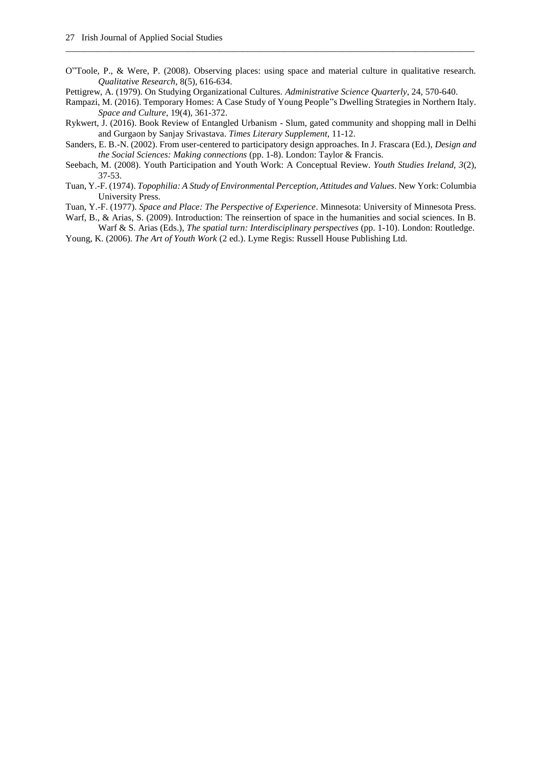O"Toole, P., & Were, P. (2008). Observing places: using space and material culture in qualitative research. *Qualitative Research*, 8(5), 616-634.

Pettigrew, A. (1979). On Studying Organizational Cultures. *Administrative Science Quarterly*, 24, 570-640.

Rampazi, M. (2016). Temporary Homes: A Case Study of Young People"s Dwelling Strategies in Northern Italy. *Space and Culture*, 19(4), 361-372.

Rykwert, J. (2016). Book Review of Entangled Urbanism - Slum, gated community and shopping mall in Delhi and Gurgaon by Sanjay Srivastava. *Times Literary Supplement*, 11-12.

Sanders, E. B.-N. (2002). From user-centered to participatory design approaches. In J. Frascara (Ed.), *Design and the Social Sciences: Making connections* (pp. 1-8). London: Taylor & Francis.

Seebach, M. (2008). Youth Participation and Youth Work: A Conceptual Review. *Youth Studies Ireland, 3*(2), 37-53.

Tuan, Y.-F. (1974). *Topophilia: A Study of Environmental Perception, Attitudes and Values*. New York: Columbia University Press.

Tuan, Y.-F. (1977). *Space and Place: The Perspective of Experience*. Minnesota: University of Minnesota Press.

Warf, B., & Arias, S. (2009). Introduction: The reinsertion of space in the humanities and social sciences. In B. Warf & S. Arias (Eds.), *The spatial turn: Interdisciplinary perspectives* (pp. 1-10). London: Routledge.

Young, K. (2006). *The Art of Youth Work* (2 ed.). Lyme Regis: Russell House Publishing Ltd.